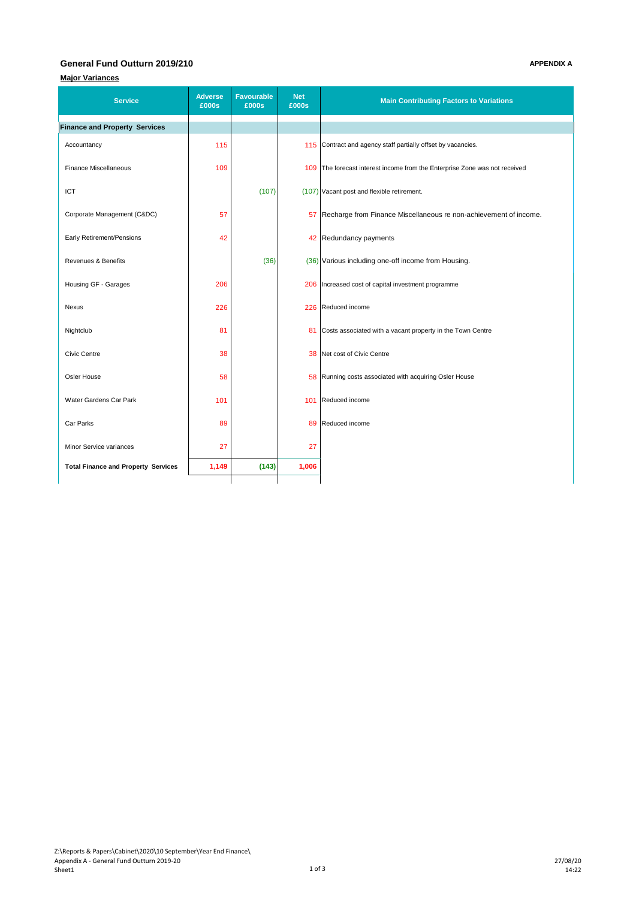# General Fund Outturn 2019/210

**APPENDIX A**

**Major Variances**

| Service | Adverse £000s | Favourable £000s | Net £000s | Main Contributing Factors to Variations |
|---|---|---|---|---|
| **Finance and Property Services** | | | | |
| Accountancy | 115 | | 115 | Contract and agency staff partially offset by vacancies. |
| Finance Miscellaneous | 109 | | 109 | The forecast interest income from the Enterprise Zone was not received |
| ICT | | (107) | (107) | Vacant post and flexible retirement. |
| Corporate Management (C&DC) | 57 | | 57 | Recharge from Finance Miscellaneous re non-achievement of income. |
| Early Retirement/Pensions | 42 | | 42 | Redundancy payments |
| Revenues & Benefits | | (36) | (36) | Various including one-off income from Housing. |
| Housing GF - Garages | 206 | | 206 | Increased cost of capital investment programme |
| Nexus | 226 | | 226 | Reduced income |
| Nightclub | 81 | | 81 | Costs associated with a vacant property in the Town Centre |
| Civic Centre | 38 | | 38 | Net cost of Civic Centre |
| Osler House | 58 | | 58 | Running costs associated with acquiring Osler House |
| Water Gardens Car Park | 101 | | 101 | Reduced income |
| Car Parks | 89 | | 89 | Reduced income |
| Minor Service variances | 27 | | 27 | |
| **Total Finance and Property Services** | **1,149** | **(143)** | **1,006** | |

Z:\Reports & Papers\Cabinet\2020\10 September\Year End Finance\
Appendix A - General Fund Outturn 2019-20
Sheet1

27/08/20
14:22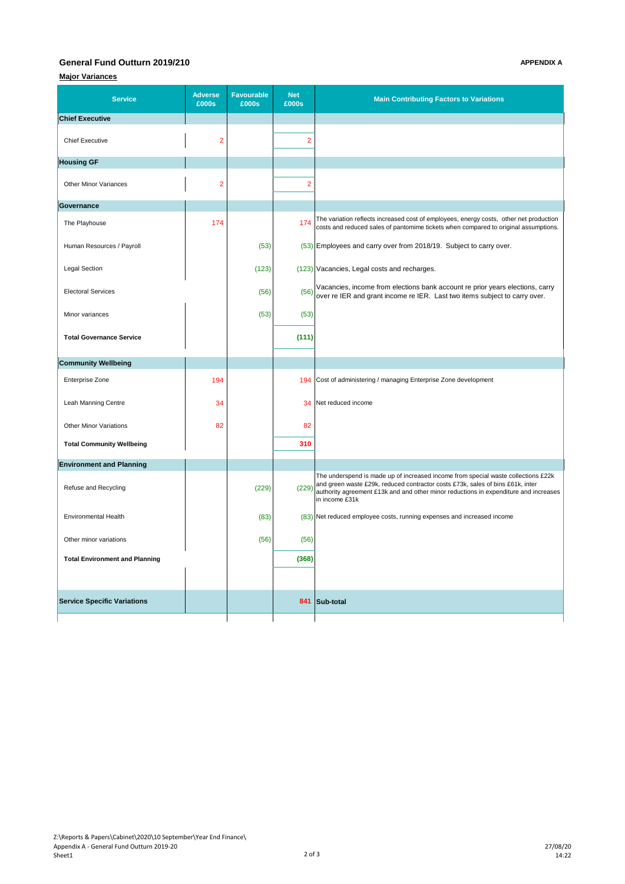## General Fund Outturn 2019/210

**APPENDIX A**

**Major Variances**

| Service | Adverse £000s | Favourable £000s | Net £000s | Main Contributing Factors to Variations |
|---|---|---|---|---|
| **Chief Executive** | | | | |
| Chief Executive | 2 | | 2 | |
| **Housing GF** | | | | |
| Other Minor Variances | 2 | | 2 | |
| **Governance** | | | | |
| The Playhouse | 174 | | 174 | The variation reflects increased cost of employees, energy costs, other net production costs and reduced sales of pantomime tickets when compared to original assumptions. |
| Human Resources / Payroll | | (53) | (53) | Employees and carry over from 2018/19. Subject to carry over. |
| Legal Section | | (123) | (123) | Vacancies, Legal costs and recharges. |
| Electoral Services | | (56) | (56) | Vacancies, income from elections bank account re prior years elections, carry over re IER and grant income re IER. Last two items subject to carry over. |
| Minor variances | | (53) | (53) | |
| **Total Governance Service** | | | **(111)** | |
| **Community Wellbeing** | | | | |
| Enterprise Zone | 194 | | 194 | Cost of administering / managing Enterprise Zone development |
| Leah Manning Centre | 34 | | 34 | Net reduced income |
| Other Minor Variations | 82 | | 82 | |
| **Total Community Wellbeing** | | | **310** | |
| **Environment and Planning** | | | | |
| Refuse and Recycling | | (229) | (229) | The underspend is made up of increased income from special waste collections £22k and green waste £29k, reduced contractor costs £73k, sales of bins £61k, inter authority agreement £13k and and other minor reductions in expenditure and increases in income £31k |
| Environmental Health | | (83) | (83) | Net reduced employee costs, running expenses and increased income |
| Other minor variations | | (56) | (56) | |
| **Total Environment and Planning** | | | **(368)** | |
| **Service Specific Variations** | | | **841** | **Sub-total** |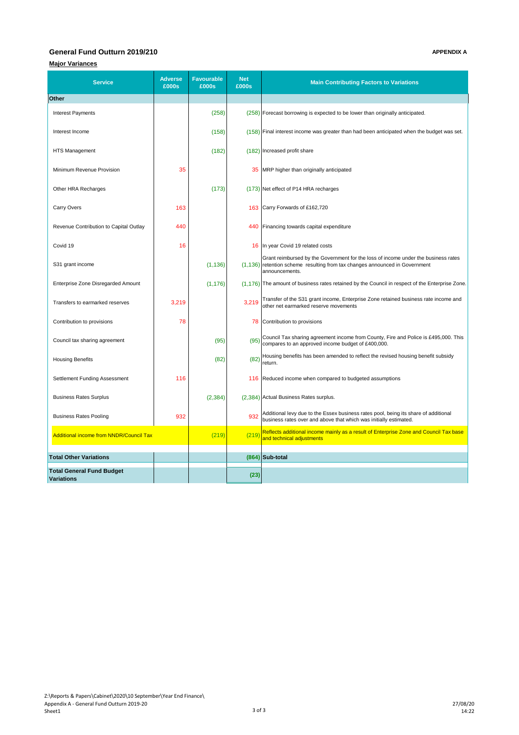## General Fund Outturn 2019/210

**APPENDIX A**

**Major Variances**

| Service | Adverse £000s | Favourable £000s | Net £000s | Main Contributing Factors to Variations |
|---|---|---|---|---|
| **Other** | | | | |
| Interest Payments | | (258) | (258) | Forecast borrowing is expected to be lower than originally anticipated. |
| Interest Income | | (158) | (158) | Final interest income was greater than had been anticipated when the budget was set. |
| HTS Management | | (182) | (182) | Increased profit share |
| Minimum Revenue Provision | 35 | | 35 | MRP higher than originally anticipated |
| Other HRA Recharges | | (173) | (173) | Net effect of P14 HRA recharges |
| Carry Overs | 163 | | 163 | Carry Forwards of £162,720 |
| Revenue Contribution to Capital Outlay | 440 | | 440 | Financing towards capital expenditure |
| Covid 19 | 16 | | 16 | In year Covid 19 related costs |
| S31 grant income | | (1,136) | (1,136) | Grant reimbursed by the Government for the loss of income under the business rates retention scheme resulting from tax changes announced in Government announcements. |
| Enterprise Zone Disregarded Amount | | (1,176) | (1,176) | The amount of business rates retained by the Council in respect of the Enterprise Zone. |
| Transfers to earmarked reserves | 3,219 | | 3,219 | Transfer of the S31 grant income, Enterprise Zone retained business rate income and other net earmarked reserve movements |
| Contribution to provisions | 78 | | 78 | Contribution to provisions |
| Council tax sharing agreement | | (95) | (95) | Council Tax sharing agreement income from County, Fire and Police is £495,000. This compares to an approved income budget of £400,000. |
| Housing Benefits | | (82) | (82) | Housing benefits has been amended to reflect the revised housing benefit subsidy return. |
| Settlement Funding Assessment | 116 | | 116 | Reduced income when compared to budgeted assumptions |
| Business Rates Surplus | | (2,384) | (2,384) | Actual Business Rates surplus. |
| Business Rates Pooling | 932 | | 932 | Additional levy due to the Essex business rates pool, being its share of additional business rates over and above that which was initially estimated. |
| Additional income from NNDR/Council Tax | | (219) | (219) | Reflects additional income mainly as a result of Enterprise Zone and Council Tax base and technical adjustments |
| **Total Other Variations** | | | **(864)** | **Sub-total** |
| **Total General Fund Budget Variations** | | | **(23)** | |

Z:\Reports & Papers\Cabinet\2020\10 September\Year End Finance\
Appendix A - General Fund Outturn 2019-20
Sheet1

27/08/20
14:22